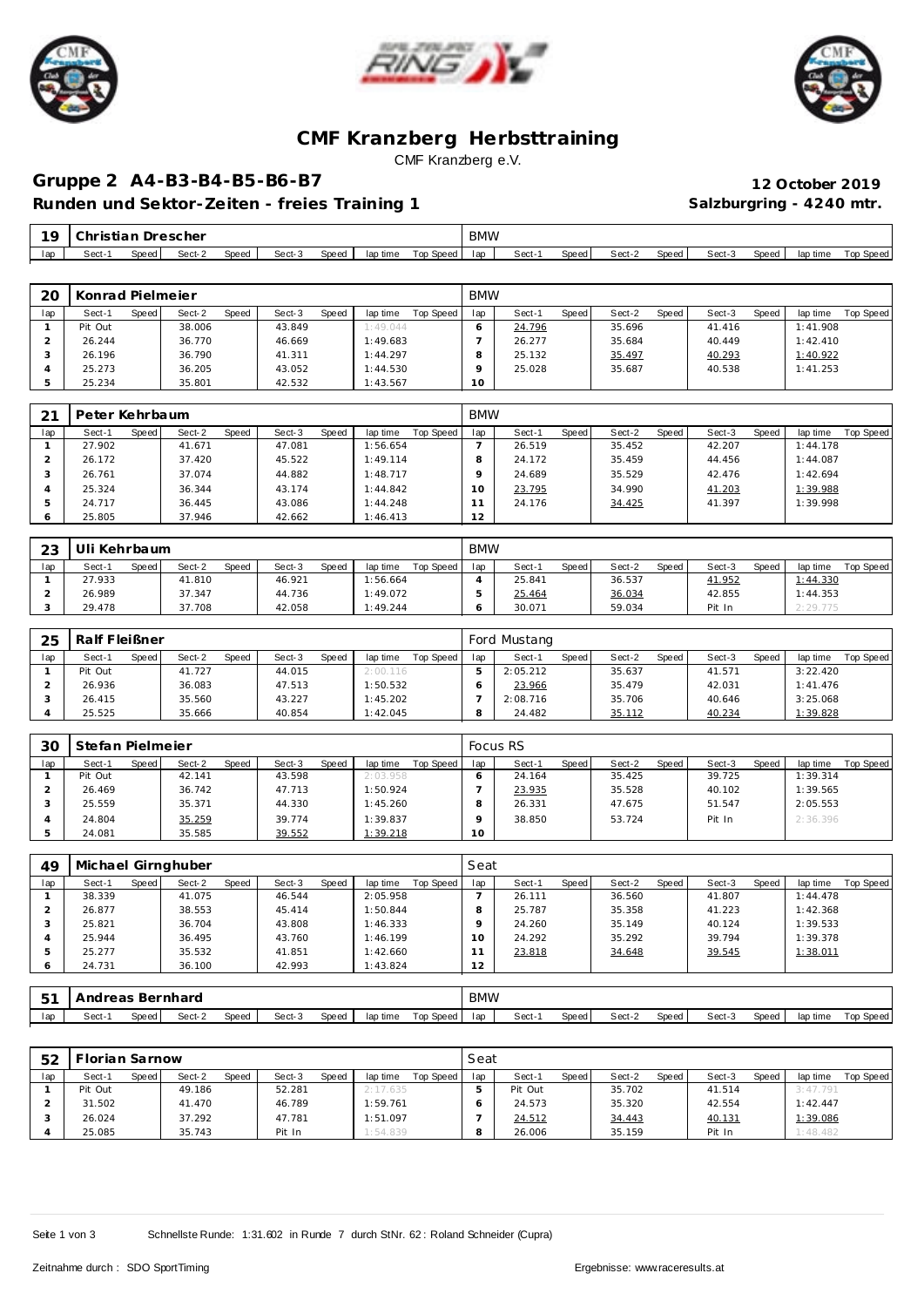# CMF Kranzberg Herbsttraining

CMF Kranzberg e.V.

## Gruppe 2 A4-B3-B4-B5-B6-B7

**12 October 2019**

### Runden und Sektor-Zeiten - freies Training 1

**Salzburgring - 4240 mtr.**

| 19 | Christian Drescher | | | | | | | | BMW | | | | | | | | |
|---|---|---|---|---|---|---|---|---|---|---|---|---|---|---|---|---|---|
| lap | Sect-1 | Speed | Sect-2 | Speed | Sect-3 | Speed | lap time | Top Speed | lap | Sect-1 | Speed | Sect-2 | Speed | Sect-3 | Speed | lap time | Top Speed |

| 20 | Konrad Pielmeier | | | | | | | | BMW | | | | | | | | |
|---|---|---|---|---|---|---|---|---|---|---|---|---|---|---|---|---|---|
| lap | Sect-1 | Speed | Sect-2 | Speed | Sect-3 | Speed | lap time | Top Speed | lap | Sect-1 | Speed | Sect-2 | Speed | Sect-3 | Speed | lap time | Top Speed |
| 1 | Pit Out | | 38.006 | | 43.849 | | 1:49.044 | | 6 | 24.796 | | 35.696 | | 41.416 | | 1:41.908 | |
| 2 | 26.244 | | 36.770 | | 46.669 | | 1:49.683 | | 7 | 26.277 | | 35.684 | | 40.449 | | 1:42.410 | |
| 3 | 26.196 | | 36.790 | | 41.311 | | 1:44.297 | | 8 | 25.132 | | 35.497 | | 40.293 | | 1:40.922 | |
| 4 | 25.273 | | 36.205 | | 43.052 | | 1:44.530 | | 9 | 25.028 | | 35.687 | | 40.538 | | 1:41.253 | |
| 5 | 25.234 | | 35.801 | | 42.532 | | 1:43.567 | | 10 | | | | | | | | |

| 21 | Peter Kehrbaum | | | | | | | | BMW | | | | | | | | |
|---|---|---|---|---|---|---|---|---|---|---|---|---|---|---|---|---|---|
| lap | Sect-1 | Speed | Sect-2 | Speed | Sect-3 | Speed | lap time | Top Speed | lap | Sect-1 | Speed | Sect-2 | Speed | Sect-3 | Speed | lap time | Top Speed |
| 1 | 27.902 | | 41.671 | | 47.081 | | 1:56.654 | | 7 | 26.519 | | 35.452 | | 42.207 | | 1:44.178 | |
| 2 | 26.172 | | 37.420 | | 45.522 | | 1:49.114 | | 8 | 24.172 | | 35.459 | | 44.456 | | 1:44.087 | |
| 3 | 26.761 | | 37.074 | | 44.882 | | 1:48.717 | | 9 | 24.689 | | 35.529 | | 42.476 | | 1:42.694 | |
| 4 | 25.324 | | 36.344 | | 43.174 | | 1:44.842 | | 10 | 23.795 | | 34.990 | | 41.203 | | 1:39.988 | |
| 5 | 24.717 | | 36.445 | | 43.086 | | 1:44.248 | | 11 | 24.176 | | 34.425 | | 41.397 | | 1:39.998 | |
| 6 | 25.805 | | 37.946 | | 42.662 | | 1:46.413 | | 12 | | | | | | | | |

| 23 | Uli Kehrbaum | | | | | | | | BMW | | | | | | | | |
|---|---|---|---|---|---|---|---|---|---|---|---|---|---|---|---|---|---|
| lap | Sect-1 | Speed | Sect-2 | Speed | Sect-3 | Speed | lap time | Top Speed | lap | Sect-1 | Speed | Sect-2 | Speed | Sect-3 | Speed | lap time | Top Speed |
| 1 | 27.933 | | 41.810 | | 46.921 | | 1:56.664 | | 4 | 25.841 | | 36.537 | | 41.952 | | 1:44.330 | |
| 2 | 26.989 | | 37.347 | | 44.736 | | 1:49.072 | | 5 | 25.464 | | 36.034 | | 42.855 | | 1:44.353 | |
| 3 | 29.478 | | 37.708 | | 42.058 | | 1:49.244 | | 6 | 30.071 | | 59.034 | | Pit In | | 2:29.775 | |

| 25 | Ralf Fleißner | | | | | | | | Ford Mustang | | | | | | | | |
|---|---|---|---|---|---|---|---|---|---|---|---|---|---|---|---|---|---|
| lap | Sect-1 | Speed | Sect-2 | Speed | Sect-3 | Speed | lap time | Top Speed | lap | Sect-1 | Speed | Sect-2 | Speed | Sect-3 | Speed | lap time | Top Speed |
| 1 | Pit Out | | 41.727 | | 44.015 | | 2:00.116 | | 5 | 2:05.212 | | 35.637 | | 41.571 | | 3:22.420 | |
| 2 | 26.936 | | 36.083 | | 47.513 | | 1:50.532 | | 6 | 23.966 | | 35.479 | | 42.031 | | 1:41.476 | |
| 3 | 26.415 | | 35.560 | | 43.227 | | 1:45.202 | | 7 | 2:08.716 | | 35.706 | | 40.646 | | 3:25.068 | |
| 4 | 25.525 | | 35.666 | | 40.854 | | 1:42.045 | | 8 | 24.482 | | 35.112 | | 40.234 | | 1:39.828 | |

| 30 | Stefan Pielmeier | | | | | | | | Focus RS | | | | | | | | |
|---|---|---|---|---|---|---|---|---|---|---|---|---|---|---|---|---|---|
| lap | Sect-1 | Speed | Sect-2 | Speed | Sect-3 | Speed | lap time | Top Speed | lap | Sect-1 | Speed | Sect-2 | Speed | Sect-3 | Speed | lap time | Top Speed |
| 1 | Pit Out | | 42.141 | | 43.598 | | 2:03.958 | | 6 | 24.164 | | 35.425 | | 39.725 | | 1:39.314 | |
| 2 | 26.469 | | 36.742 | | 47.713 | | 1:50.924 | | 7 | 23.935 | | 35.528 | | 40.102 | | 1:39.565 | |
| 3 | 25.559 | | 35.371 | | 44.330 | | 1:45.260 | | 8 | 26.331 | | 47.675 | | 51.547 | | 2:05.553 | |
| 4 | 24.804 | | 35.259 | | 39.774 | | 1:39.837 | | 9 | 38.850 | | 53.724 | | Pit In | | 2:36.396 | |
| 5 | 24.081 | | 35.585 | | 39.552 | | 1:39.218 | | 10 | | | | | | | | |

| 49 | Michael Girnghuber | | | | | | | | Seat | | | | | | | | |
|---|---|---|---|---|---|---|---|---|---|---|---|---|---|---|---|---|---|
| lap | Sect-1 | Speed | Sect-2 | Speed | Sect-3 | Speed | lap time | Top Speed | lap | Sect-1 | Speed | Sect-2 | Speed | Sect-3 | Speed | lap time | Top Speed |
| 1 | 38.339 | | 41.075 | | 46.544 | | 2:05.958 | | 7 | 26.111 | | 36.560 | | 41.807 | | 1:44.478 | |
| 2 | 26.877 | | 38.553 | | 45.414 | | 1:50.844 | | 8 | 25.787 | | 35.358 | | 41.223 | | 1:42.368 | |
| 3 | 25.821 | | 36.704 | | 43.808 | | 1:46.333 | | 9 | 24.260 | | 35.149 | | 40.124 | | 1:39.533 | |
| 4 | 25.944 | | 36.495 | | 43.760 | | 1:46.199 | | 10 | 24.292 | | 35.292 | | 39.794 | | 1:39.378 | |
| 5 | 25.277 | | 35.532 | | 41.851 | | 1:42.660 | | 11 | 23.818 | | 34.648 | | 39.545 | | 1:38.011 | |
| 6 | 24.731 | | 36.100 | | 42.993 | | 1:43.824 | | 12 | | | | | | | | |

| 51 | Andreas Bernhard | | | | | | | | BMW | | | | | | | | |
|---|---|---|---|---|---|---|---|---|---|---|---|---|---|---|---|---|---|
| lap | Sect-1 | Speed | Sect-2 | Speed | Sect-3 | Speed | lap time | Top Speed | lap | Sect-1 | Speed | Sect-2 | Speed | Sect-3 | Speed | lap time | Top Speed |

| 52 | Florian Sarnow | | | | | | | | Seat | | | | | | | | |
|---|---|---|---|---|---|---|---|---|---|---|---|---|---|---|---|---|---|
| lap | Sect-1 | Speed | Sect-2 | Speed | Sect-3 | Speed | lap time | Top Speed | lap | Sect-1 | Speed | Sect-2 | Speed | Sect-3 | Speed | lap time | Top Speed |
| 1 | Pit Out | | 49.186 | | 52.281 | | 2:17.635 | | 5 | Pit Out | | 35.702 | | 41.514 | | 3:47.791 | |
| 2 | 31.502 | | 41.470 | | 46.789 | | 1:59.761 | | 6 | 24.573 | | 35.320 | | 42.554 | | 1:42.447 | |
| 3 | 26.024 | | 37.292 | | 47.781 | | 1:51.097 | | 7 | 24.512 | | 34.443 | | 40.131 | | 1:39.086 | |
| 4 | 25.085 | | 35.743 | | Pit In | | 1:54.839 | | 8 | 26.006 | | 35.159 | | Pit In | | 1:48.482 | |

Schnellste Runde: 1:31.602 in Runde 7 durch StNr. 62 : Roland Schneider (Cupra)

Zeitnahme durch : SDO SportTiming

Ergebnisse: www.raceresults.at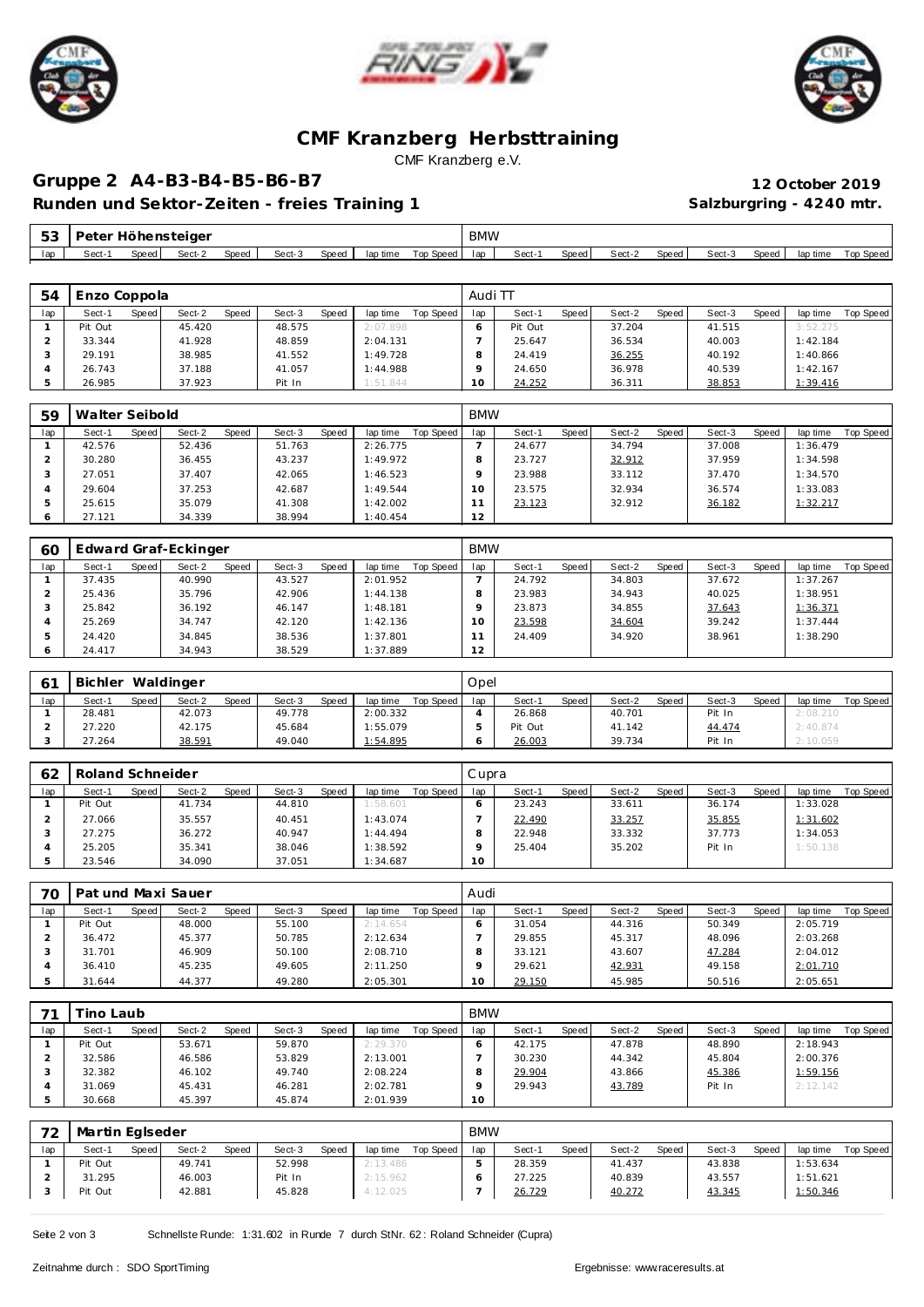# CMF Kranzberg Herbsttraining

CMF Kranzberg e.V.

## Gruppe 2 A4-B3-B4-B5-B6-B7

**12 October 2019**

### Runden und Sektor-Zeiten - freies Training 1

**Salzburgring - 4240 mtr.**

| 53 | Peter Höhensteiger | | | | | | | | BMW | | | | | | | | |
|---|---|---|---|---|---|---|---|---|---|---|---|---|---|---|---|---|---|
| lap | Sect-1 | Speed | Sect-2 | Speed | Sect-3 | Speed | lap time | Top Speed | lap | Sect-1 | Speed | Sect-2 | Speed | Sect-3 | Speed | lap time | Top Speed |

| 54 | Enzo Coppola | | | | | | | | Audi TT | | | | | | | | |
|---|---|---|---|---|---|---|---|---|---|---|---|---|---|---|---|---|---|
| lap | Sect-1 | Speed | Sect-2 | Speed | Sect-3 | Speed | lap time | Top Speed | lap | Sect-1 | Speed | Sect-2 | Speed | Sect-3 | Speed | lap time | Top Speed |
| 1 | Pit Out | | 45.420 | | 48.575 | | 2:07.898 | | 6 | Pit Out | | 37.204 | | 41.515 | | 3:52.275 | |
| 2 | 33.344 | | 41.928 | | 48.859 | | 2:04.131 | | 7 | 25.647 | | 36.534 | | 40.003 | | 1:42.184 | |
| 3 | 29.191 | | 38.985 | | 41.552 | | 1:49.728 | | 8 | 24.419 | | 36.255 | | 40.192 | | 1:40.866 | |
| 4 | 26.743 | | 37.188 | | 41.057 | | 1:44.988 | | 9 | 24.650 | | 36.978 | | 40.539 | | 1:42.167 | |
| 5 | 26.985 | | 37.923 | | Pit In | | 1:51.844 | | 10 | 24.252 | | 36.311 | | 38.853 | | 1:39.416 | |

| 59 | Walter Seibold | | | | | | | | BMW | | | | | | | | |
|---|---|---|---|---|---|---|---|---|---|---|---|---|---|---|---|---|---|
| lap | Sect-1 | Speed | Sect-2 | Speed | Sect-3 | Speed | lap time | Top Speed | lap | Sect-1 | Speed | Sect-2 | Speed | Sect-3 | Speed | lap time | Top Speed |
| 1 | 42.576 | | 52.436 | | 51.763 | | 2:26.775 | | 7 | 24.677 | | 34.794 | | 37.008 | | 1:36.479 | |
| 2 | 30.280 | | 36.455 | | 43.237 | | 1:49.972 | | 8 | 23.727 | | 32.912 | | 37.959 | | 1:34.598 | |
| 3 | 27.051 | | 37.407 | | 42.065 | | 1:46.523 | | 9 | 23.988 | | 33.112 | | 37.470 | | 1:34.570 | |
| 4 | 29.604 | | 37.253 | | 42.687 | | 1:49.544 | | 10 | 23.575 | | 32.934 | | 36.574 | | 1:33.083 | |
| 5 | 25.615 | | 35.079 | | 41.308 | | 1:42.002 | | 11 | 23.123 | | 32.912 | | 36.182 | | 1:32.217 | |
| 6 | 27.121 | | 34.339 | | 38.994 | | 1:40.454 | | 12 | | | | | | | | |

| 60 | Edward Graf-Eckinger | | | | | | | | BMW | | | | | | | | |
|---|---|---|---|---|---|---|---|---|---|---|---|---|---|---|---|---|---|
| lap | Sect-1 | Speed | Sect-2 | Speed | Sect-3 | Speed | lap time | Top Speed | lap | Sect-1 | Speed | Sect-2 | Speed | Sect-3 | Speed | lap time | Top Speed |
| 1 | 37.435 | | 40.990 | | 43.527 | | 2:01.952 | | 7 | 24.792 | | 34.803 | | 37.672 | | 1:37.267 | |
| 2 | 25.436 | | 35.796 | | 42.906 | | 1:44.138 | | 8 | 23.983 | | 34.943 | | 40.025 | | 1:38.951 | |
| 3 | 25.842 | | 36.192 | | 46.147 | | 1:48.181 | | 9 | 23.873 | | 34.855 | | 37.643 | | 1:36.371 | |
| 4 | 25.269 | | 34.747 | | 42.120 | | 1:42.136 | | 10 | 23.598 | | 34.604 | | 39.242 | | 1:37.444 | |
| 5 | 24.420 | | 34.845 | | 38.536 | | 1:37.801 | | 11 | 24.409 | | 34.920 | | 38.961 | | 1:38.290 | |
| 6 | 24.417 | | 34.943 | | 38.529 | | 1:37.889 | | 12 | | | | | | | | |

| 61 | Bichler Waldinger | | | | | | | | Opel | | | | | | | | |
|---|---|---|---|---|---|---|---|---|---|---|---|---|---|---|---|---|---|
| lap | Sect-1 | Speed | Sect-2 | Speed | Sect-3 | Speed | lap time | Top Speed | lap | Sect-1 | Speed | Sect-2 | Speed | Sect-3 | Speed | lap time | Top Speed |
| 1 | 28.481 | | 42.073 | | 49.778 | | 2:00.332 | | 4 | 26.868 | | 40.701 | | Pit In | | 2:08.210 | |
| 2 | 27.220 | | 42.175 | | 45.684 | | 1:55.079 | | 5 | Pit Out | | 41.142 | | 44.474 | | 2:40.874 | |
| 3 | 27.264 | | 38.591 | | 49.040 | | 1:54.895 | | 6 | 26.003 | | 39.734 | | Pit In | | 2:10.059 | |

| 62 | Roland Schneider | | | | | | | | Cupra | | | | | | | | |
|---|---|---|---|---|---|---|---|---|---|---|---|---|---|---|---|---|---|
| lap | Sect-1 | Speed | Sect-2 | Speed | Sect-3 | Speed | lap time | Top Speed | lap | Sect-1 | Speed | Sect-2 | Speed | Sect-3 | Speed | lap time | Top Speed |
| 1 | Pit Out | | 41.734 | | 44.810 | | 1:58.601 | | 6 | 23.243 | | 33.611 | | 36.174 | | 1:33.028 | |
| 2 | 27.066 | | 35.557 | | 40.451 | | 1:43.074 | | 7 | 22.490 | | 33.257 | | 35.855 | | 1:31.602 | |
| 3 | 27.275 | | 36.272 | | 40.947 | | 1:44.494 | | 8 | 22.948 | | 33.332 | | 37.773 | | 1:34.053 | |
| 4 | 25.205 | | 35.341 | | 38.046 | | 1:38.592 | | 9 | 25.404 | | 35.202 | | Pit In | | 1:50.138 | |
| 5 | 23.546 | | 34.090 | | 37.051 | | 1:34.687 | | 10 | | | | | | | | |

| 70 | Pat und Maxi Sauer | | | | | | | | Audi | | | | | | | | |
|---|---|---|---|---|---|---|---|---|---|---|---|---|---|---|---|---|---|
| lap | Sect-1 | Speed | Sect-2 | Speed | Sect-3 | Speed | lap time | Top Speed | lap | Sect-1 | Speed | Sect-2 | Speed | Sect-3 | Speed | lap time | Top Speed |
| 1 | Pit Out | | 48.000 | | 55.100 | | 2:14.654 | | 6 | 31.054 | | 44.316 | | 50.349 | | 2:05.719 | |
| 2 | 36.472 | | 45.377 | | 50.785 | | 2:12.634 | | 7 | 29.855 | | 45.317 | | 48.096 | | 2:03.268 | |
| 3 | 31.701 | | 46.909 | | 50.100 | | 2:08.710 | | 8 | 33.121 | | 43.607 | | 47.284 | | 2:04.012 | |
| 4 | 36.410 | | 45.235 | | 49.605 | | 2:11.250 | | 9 | 29.621 | | 42.931 | | 49.158 | | 2:01.710 | |
| 5 | 31.644 | | 44.377 | | 49.280 | | 2:05.301 | | 10 | 29.150 | | 45.985 | | 50.516 | | 2:05.651 | |

| 71 | Tino Laub | | | | | | | | BMW | | | | | | | | |
|---|---|---|---|---|---|---|---|---|---|---|---|---|---|---|---|---|---|
| lap | Sect-1 | Speed | Sect-2 | Speed | Sect-3 | Speed | lap time | Top Speed | lap | Sect-1 | Speed | Sect-2 | Speed | Sect-3 | Speed | lap time | Top Speed |
| 1 | Pit Out | | 53.671 | | 59.870 | | 2:29.370 | | 6 | 42.175 | | 47.878 | | 48.890 | | 2:18.943 | |
| 2 | 32.586 | | 46.586 | | 53.829 | | 2:13.001 | | 7 | 30.230 | | 44.342 | | 45.804 | | 2:00.376 | |
| 3 | 32.382 | | 46.102 | | 49.740 | | 2:08.224 | | 8 | 29.904 | | 43.866 | | 45.386 | | 1:59.156 | |
| 4 | 31.069 | | 45.431 | | 46.281 | | 2:02.781 | | 9 | 29.943 | | 43.789 | | Pit In | | 2:12.142 | |
| 5 | 30.668 | | 45.397 | | 45.874 | | 2:01.939 | | 10 | | | | | | | | |

| 72 | Martin Eglseder | | | | | | | | BMW | | | | | | | | |
|---|---|---|---|---|---|---|---|---|---|---|---|---|---|---|---|---|---|
| lap | Sect-1 | Speed | Sect-2 | Speed | Sect-3 | Speed | lap time | Top Speed | lap | Sect-1 | Speed | Sect-2 | Speed | Sect-3 | Speed | lap time | Top Speed |
| 1 | Pit Out | | 49.741 | | 52.998 | | 2:13.486 | | 5 | 28.359 | | 41.437 | | 43.838 | | 1:53.634 | |
| 2 | 31.295 | | 46.003 | | Pit In | | 2:15.962 | | 6 | 27.225 | | 40.839 | | 43.557 | | 1:51.621 | |
| 3 | Pit Out | | 42.881 | | 45.828 | | 4:12.025 | | 7 | 26.729 | | 40.272 | | 43.345 | | 1:50.346 | |

Schnellste Runde: 1:31.602 in Runde 7 durch StNr. 62 : Roland Schneider (Cupra)

Zeitnahme durch : SDO SportTiming

Ergebnisse: www.raceresults.at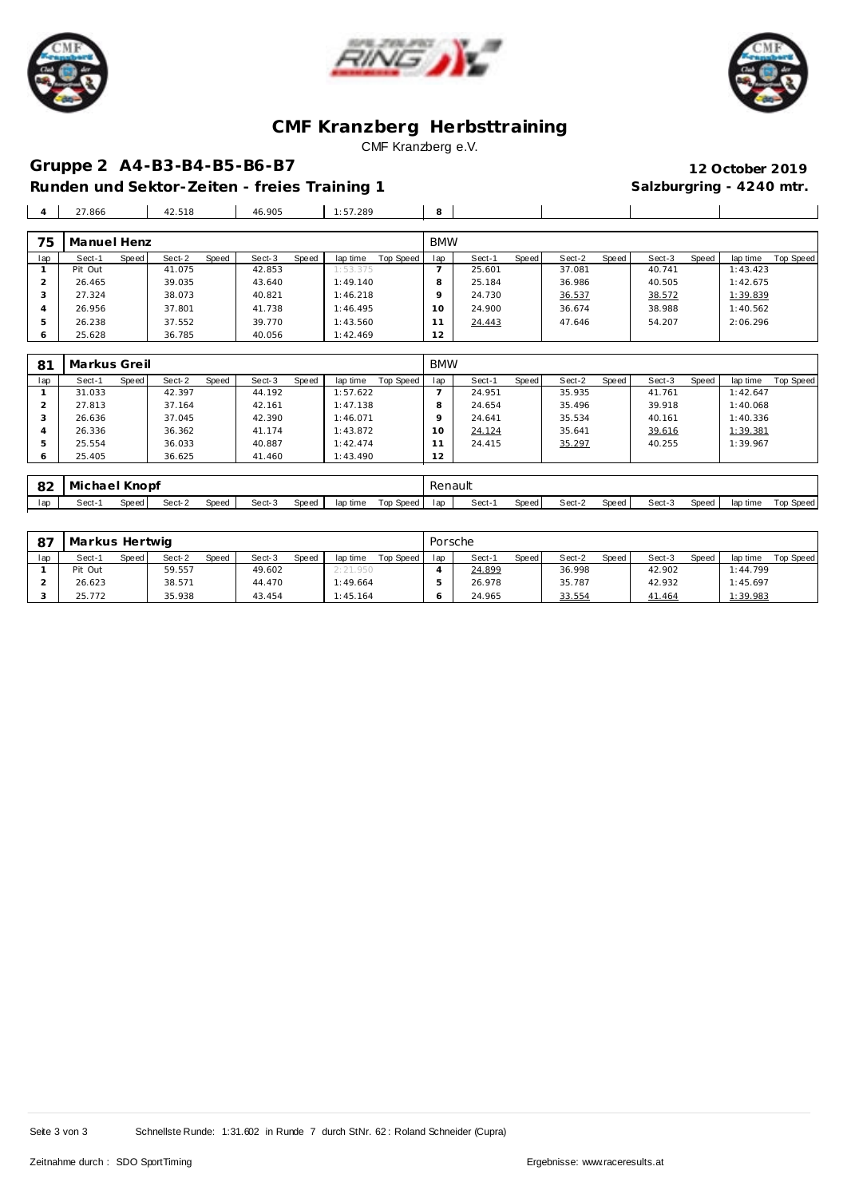# CMF Kranzberg Herbsttraining

CMF Kranzberg e.V.

## Gruppe 2 A4-B3-B4-B5-B6-B7

**12 October 2019**

**Runden und Sektor-Zeiten - freies Training 1**

**Salzburgring - 4240 mtr.**

| lap | Sect-1 | Speed | Sect-2 | Speed | Sect-3 | Speed | lap time | Top Speed | lap | Sect-1 | Speed | Sect-2 | Speed | Sect-3 | Speed | lap time | Top Speed |
|---|---|---|---|---|---|---|---|---|---|---|---|---|---|---|---|---|---|
| 4 | 27.866 | | 42.518 | | 46.905 | | 1:57.289 | | 8 | | | | | | | | |

**75 Manuel Henz** — BMW

| lap | Sect-1 | Speed | Sect-2 | Speed | Sect-3 | Speed | lap time | Top Speed | lap | Sect-1 | Speed | Sect-2 | Speed | Sect-3 | Speed | lap time | Top Speed |
|---|---|---|---|---|---|---|---|---|---|---|---|---|---|---|---|---|---|
| 1 | Pit Out | | 41.075 | | 42.853 | | 1:53.375 | | 7 | 25.601 | | 37.081 | | 40.741 | | 1:43.423 | |
| 2 | 26.465 | | 39.035 | | 43.640 | | 1:49.140 | | 8 | 25.184 | | 36.986 | | 40.505 | | 1:42.675 | |
| 3 | 27.324 | | 38.073 | | 40.821 | | 1:46.218 | | 9 | 24.730 | | 36.537 | | 38.572 | | 1:39.839 | |
| 4 | 26.956 | | 37.801 | | 41.738 | | 1:46.495 | | 10 | 24.900 | | 36.674 | | 38.988 | | 1:40.562 | |
| 5 | 26.238 | | 37.552 | | 39.770 | | 1:43.560 | | 11 | 24.443 | | 47.646 | | 54.207 | | 2:06.296 | |
| 6 | 25.628 | | 36.785 | | 40.056 | | 1:42.469 | | 12 | | | | | | | | |

**81 Markus Greil** — BMW

| lap | Sect-1 | Speed | Sect-2 | Speed | Sect-3 | Speed | lap time | Top Speed | lap | Sect-1 | Speed | Sect-2 | Speed | Sect-3 | Speed | lap time | Top Speed |
|---|---|---|---|---|---|---|---|---|---|---|---|---|---|---|---|---|---|
| 1 | 31.033 | | 42.397 | | 44.192 | | 1:57.622 | | 7 | 24.951 | | 35.935 | | 41.761 | | 1:42.647 | |
| 2 | 27.813 | | 37.164 | | 42.161 | | 1:47.138 | | 8 | 24.654 | | 35.496 | | 39.918 | | 1:40.068 | |
| 3 | 26.636 | | 37.045 | | 42.390 | | 1:46.071 | | 9 | 24.641 | | 35.534 | | 40.161 | | 1:40.336 | |
| 4 | 26.336 | | 36.362 | | 41.174 | | 1:43.872 | | 10 | 24.124 | | 35.641 | | 39.616 | | 1:39.381 | |
| 5 | 25.554 | | 36.033 | | 40.887 | | 1:42.474 | | 11 | 24.415 | | 35.297 | | 40.255 | | 1:39.967 | |
| 6 | 25.405 | | 36.625 | | 41.460 | | 1:43.490 | | 12 | | | | | | | | |

**82 Michael Knopf** — Renault

| lap | Sect-1 | Speed | Sect-2 | Speed | Sect-3 | Speed | lap time | Top Speed | lap | Sect-1 | Speed | Sect-2 | Speed | Sect-3 | Speed | lap time | Top Speed |
|---|---|---|---|---|---|---|---|---|---|---|---|---|---|---|---|---|---|

**87 Markus Hertwig** — Porsche

| lap | Sect-1 | Speed | Sect-2 | Speed | Sect-3 | Speed | lap time | Top Speed | lap | Sect-1 | Speed | Sect-2 | Speed | Sect-3 | Speed | lap time | Top Speed |
|---|---|---|---|---|---|---|---|---|---|---|---|---|---|---|---|---|---|
| 1 | Pit Out | | 59.557 | | 49.602 | | 2:21.950 | | 4 | 24.899 | | 36.998 | | 42.902 | | 1:44.799 | |
| 2 | 26.623 | | 38.571 | | 44.470 | | 1:49.664 | | 5 | 26.978 | | 35.787 | | 42.932 | | 1:45.697 | |
| 3 | 25.772 | | 35.938 | | 43.454 | | 1:45.164 | | 6 | 24.965 | | 33.554 | | 41.464 | | 1:39.983 | |

Schnellste Runde: 1:31.602 in Runde 7 durch StNr. 62 : Roland Schneider (Cupra)

Zeitnahme durch : SDO SportTiming

Ergebnisse: www.raceresults.at